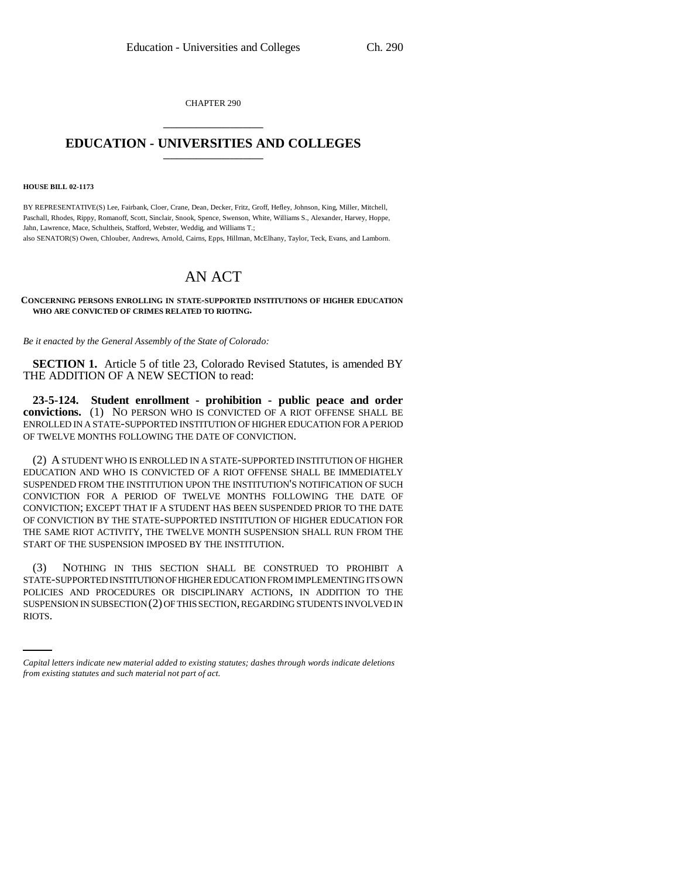CHAPTER 290

# EDUCATION - UNIVERSITIES AND COLLEGES

**HOUSE BILL 02-1173**

BY REPRESENTATIVE(S) Lee, Fairbank, Cloer, Crane, Dean, Decker, Fritz, Groff, Hefley, Johnson, King, Miller, Mitchell, Paschall, Rhodes, Rippy, Romanoff, Scott, Sinclair, Snook, Spence, Swenson, White, Williams S., Alexander, Harvey, Hoppe, Jahn, Lawrence, Mace, Schultheis, Stafford, Webster, Weddig, and Williams T.;
also SENATOR(S) Owen, Chlouber, Andrews, Arnold, Cairns, Epps, Hillman, McElhany, Taylor, Teck, Evans, and Lamborn.

# AN ACT

**CONCERNING PERSONS ENROLLING IN STATE-SUPPORTED INSTITUTIONS OF HIGHER EDUCATION WHO ARE CONVICTED OF CRIMES RELATED TO RIOTING.**

*Be it enacted by the General Assembly of the State of Colorado:*

**SECTION 1.** Article 5 of title 23, Colorado Revised Statutes, is amended BY THE ADDITION OF A NEW SECTION to read:

**23-5-124. Student enrollment - prohibition - public peace and order convictions.** (1) NO PERSON WHO IS CONVICTED OF A RIOT OFFENSE SHALL BE ENROLLED IN A STATE-SUPPORTED INSTITUTION OF HIGHER EDUCATION FOR A PERIOD OF TWELVE MONTHS FOLLOWING THE DATE OF CONVICTION.

(2) A STUDENT WHO IS ENROLLED IN A STATE-SUPPORTED INSTITUTION OF HIGHER EDUCATION AND WHO IS CONVICTED OF A RIOT OFFENSE SHALL BE IMMEDIATELY SUSPENDED FROM THE INSTITUTION UPON THE INSTITUTION'S NOTIFICATION OF SUCH CONVICTION FOR A PERIOD OF TWELVE MONTHS FOLLOWING THE DATE OF CONVICTION; EXCEPT THAT IF A STUDENT HAS BEEN SUSPENDED PRIOR TO THE DATE OF CONVICTION BY THE STATE-SUPPORTED INSTITUTION OF HIGHER EDUCATION FOR THE SAME RIOT ACTIVITY, THE TWELVE MONTH SUSPENSION SHALL RUN FROM THE START OF THE SUSPENSION IMPOSED BY THE INSTITUTION.

(3) NOTHING IN THIS SECTION SHALL BE CONSTRUED TO PROHIBIT A STATE-SUPPORTED INSTITUTION OF HIGHER EDUCATION FROM IMPLEMENTING ITS OWN POLICIES AND PROCEDURES OR DISCIPLINARY ACTIONS, IN ADDITION TO THE SUSPENSION IN SUBSECTION (2) OF THIS SECTION, REGARDING STUDENTS INVOLVED IN RIOTS.

*Capital letters indicate new material added to existing statutes; dashes through words indicate deletions from existing statutes and such material not part of act.*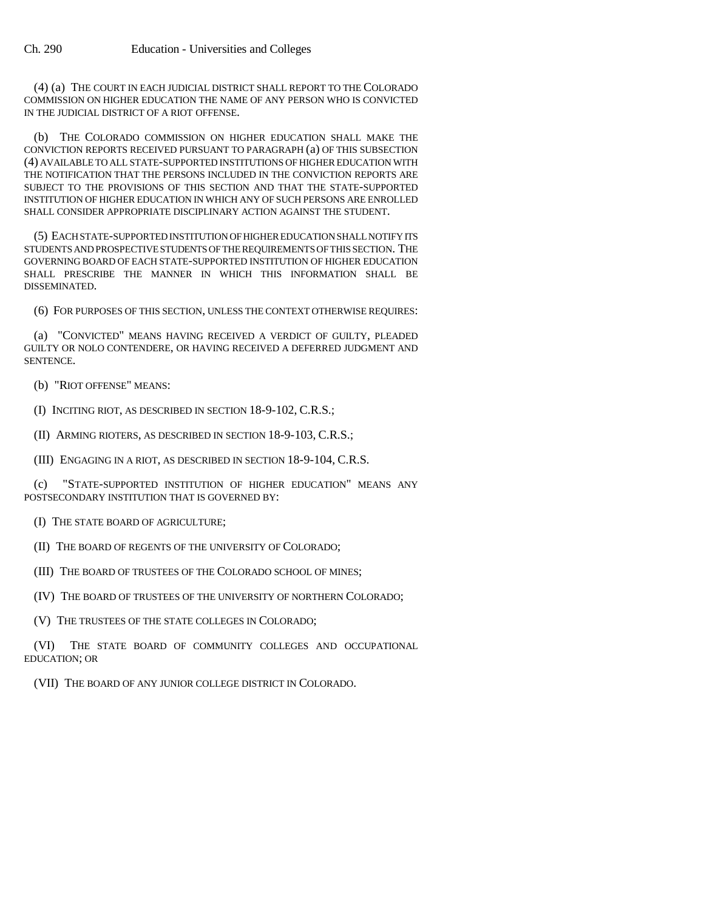(4) (a) THE COURT IN EACH JUDICIAL DISTRICT SHALL REPORT TO THE COLORADO COMMISSION ON HIGHER EDUCATION THE NAME OF ANY PERSON WHO IS CONVICTED IN THE JUDICIAL DISTRICT OF A RIOT OFFENSE.

(b) THE COLORADO COMMISSION ON HIGHER EDUCATION SHALL MAKE THE CONVICTION REPORTS RECEIVED PURSUANT TO PARAGRAPH (a) OF THIS SUBSECTION (4) AVAILABLE TO ALL STATE-SUPPORTED INSTITUTIONS OF HIGHER EDUCATION WITH THE NOTIFICATION THAT THE PERSONS INCLUDED IN THE CONVICTION REPORTS ARE SUBJECT TO THE PROVISIONS OF THIS SECTION AND THAT THE STATE-SUPPORTED INSTITUTION OF HIGHER EDUCATION IN WHICH ANY OF SUCH PERSONS ARE ENROLLED SHALL CONSIDER APPROPRIATE DISCIPLINARY ACTION AGAINST THE STUDENT.

(5) EACH STATE-SUPPORTED INSTITUTION OF HIGHER EDUCATION SHALL NOTIFY ITS STUDENTS AND PROSPECTIVE STUDENTS OF THE REQUIREMENTS OF THIS SECTION. THE GOVERNING BOARD OF EACH STATE-SUPPORTED INSTITUTION OF HIGHER EDUCATION SHALL PRESCRIBE THE MANNER IN WHICH THIS INFORMATION SHALL BE DISSEMINATED.

(6) FOR PURPOSES OF THIS SECTION, UNLESS THE CONTEXT OTHERWISE REQUIRES:

(a) "CONVICTED" MEANS HAVING RECEIVED A VERDICT OF GUILTY, PLEADED GUILTY OR NOLO CONTENDERE, OR HAVING RECEIVED A DEFERRED JUDGMENT AND SENTENCE.

(b) "RIOT OFFENSE" MEANS:

(I) INCITING RIOT, AS DESCRIBED IN SECTION 18-9-102, C.R.S.;

(II) ARMING RIOTERS, AS DESCRIBED IN SECTION 18-9-103, C.R.S.;

(III) ENGAGING IN A RIOT, AS DESCRIBED IN SECTION 18-9-104, C.R.S.

(c) "STATE-SUPPORTED INSTITUTION OF HIGHER EDUCATION" MEANS ANY POSTSECONDARY INSTITUTION THAT IS GOVERNED BY:

(I) THE STATE BOARD OF AGRICULTURE;

(II) THE BOARD OF REGENTS OF THE UNIVERSITY OF COLORADO;

(III) THE BOARD OF TRUSTEES OF THE COLORADO SCHOOL OF MINES;

(IV) THE BOARD OF TRUSTEES OF THE UNIVERSITY OF NORTHERN COLORADO;

(V) THE TRUSTEES OF THE STATE COLLEGES IN COLORADO;

(VI) THE STATE BOARD OF COMMUNITY COLLEGES AND OCCUPATIONAL EDUCATION; OR

(VII) THE BOARD OF ANY JUNIOR COLLEGE DISTRICT IN COLORADO.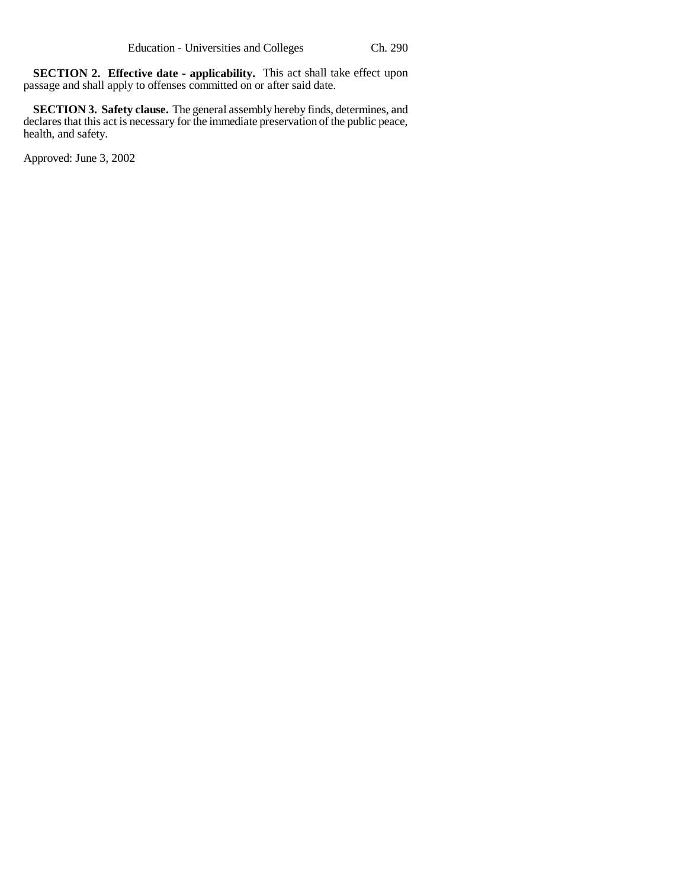**SECTION 2. Effective date - applicability.** This act shall take effect upon passage and shall apply to offenses committed on or after said date.

**SECTION 3. Safety clause.** The general assembly hereby finds, determines, and declares that this act is necessary for the immediate preservation of the public peace, health, and safety.

Approved: June 3, 2002